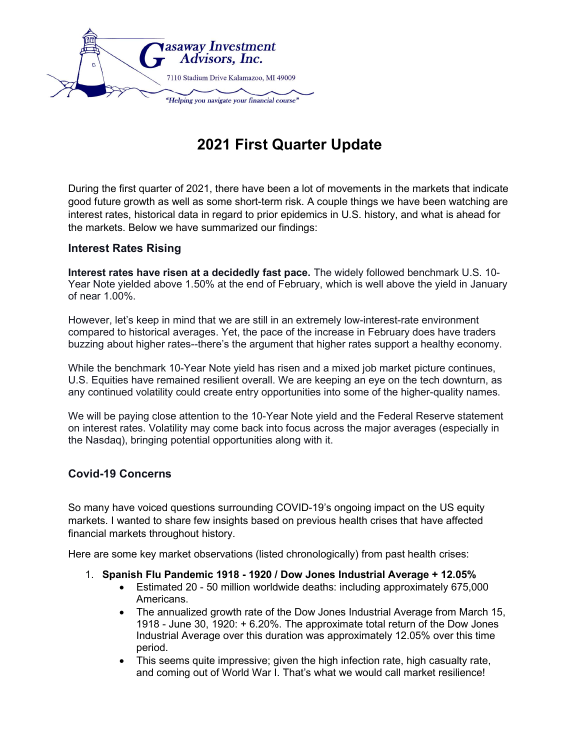Gasaway Investment Advisors, Inc.

7110 Stadium Drive Kalamazoo, MI 49009

*"Helping you navigate your financial course"*

# 2021 First Quarter Update

During the first quarter of 2021, there have been a lot of movements in the markets that indicate good future growth as well as some short-term risk. A couple things we have been watching are interest rates, historical data in regard to prior epidemics in U.S. history, and what is ahead for the markets. Below we have summarized our findings:

## Interest Rates Rising

**Interest rates have risen at a decidedly fast pace.** The widely followed benchmark U.S. 10-Year Note yielded above 1.50% at the end of February, which is well above the yield in January of near 1.00%.

However, let's keep in mind that we are still in an extremely low-interest-rate environment compared to historical averages. Yet, the pace of the increase in February does have traders buzzing about higher rates--there's the argument that higher rates support a healthy economy.

While the benchmark 10-Year Note yield has risen and a mixed job market picture continues, U.S. Equities have remained resilient overall. We are keeping an eye on the tech downturn, as any continued volatility could create entry opportunities into some of the higher-quality names.

We will be paying close attention to the 10-Year Note yield and the Federal Reserve statement on interest rates. Volatility may come back into focus across the major averages (especially in the Nasdaq), bringing potential opportunities along with it.

## Covid-19 Concerns

So many have voiced questions surrounding COVID-19's ongoing impact on the US equity markets. I wanted to share few insights based on previous health crises that have affected financial markets throughout history.

Here are some key market observations (listed chronologically) from past health crises:

1. **Spanish Flu Pandemic 1918 - 1920 / Dow Jones Industrial Average + 12.05%**
   - Estimated 20 - 50 million worldwide deaths: including approximately 675,000 Americans.
   - The annualized growth rate of the Dow Jones Industrial Average from March 15, 1918 - June 30, 1920: + 6.20%. The approximate total return of the Dow Jones Industrial Average over this duration was approximately 12.05% over this time period.
   - This seems quite impressive; given the high infection rate, high casualty rate, and coming out of World War I. That's what we would call market resilience!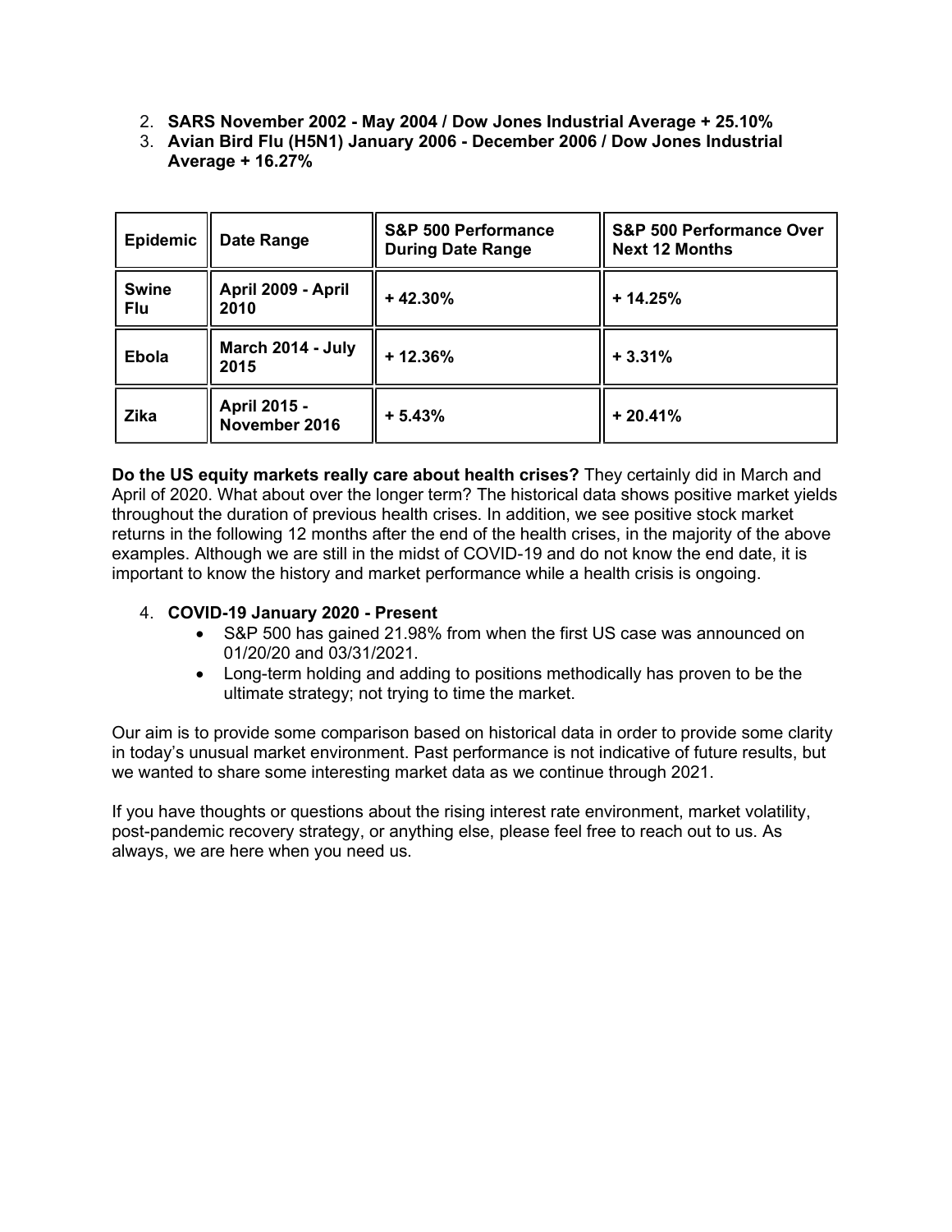2. **SARS November 2002 - May 2004 / Dow Jones Industrial Average + 25.10%**
3. **Avian Bird Flu (H5N1) January 2006 - December 2006 / Dow Jones Industrial Average + 16.27%**

| Epidemic | Date Range | S&P 500 Performance During Date Range | S&P 500 Performance Over Next 12 Months |
|---|---|---|---|
| **Swine Flu** | **April 2009 - April 2010** | **+ 42.30%** | **+ 14.25%** |
| **Ebola** | **March 2014 - July 2015** | **+ 12.36%** | **+ 3.31%** |
| **Zika** | **April 2015 - November 2016** | **+ 5.43%** | **+ 20.41%** |

**Do the US equity markets really care about health crises?** They certainly did in March and April of 2020. What about over the longer term? The historical data shows positive market yields throughout the duration of previous health crises. In addition, we see positive stock market returns in the following 12 months after the end of the health crises, in the majority of the above examples. Although we are still in the midst of COVID-19 and do not know the end date, it is important to know the history and market performance while a health crisis is ongoing.

4. **COVID-19 January 2020 - Present**
   - S&P 500 has gained 21.98% from when the first US case was announced on 01/20/20 and 03/31/2021.
   - Long-term holding and adding to positions methodically has proven to be the ultimate strategy; not trying to time the market.

Our aim is to provide some comparison based on historical data in order to provide some clarity in today's unusual market environment. Past performance is not indicative of future results, but we wanted to share some interesting market data as we continue through 2021.

If you have thoughts or questions about the rising interest rate environment, market volatility, post-pandemic recovery strategy, or anything else, please feel free to reach out to us. As always, we are here when you need us.